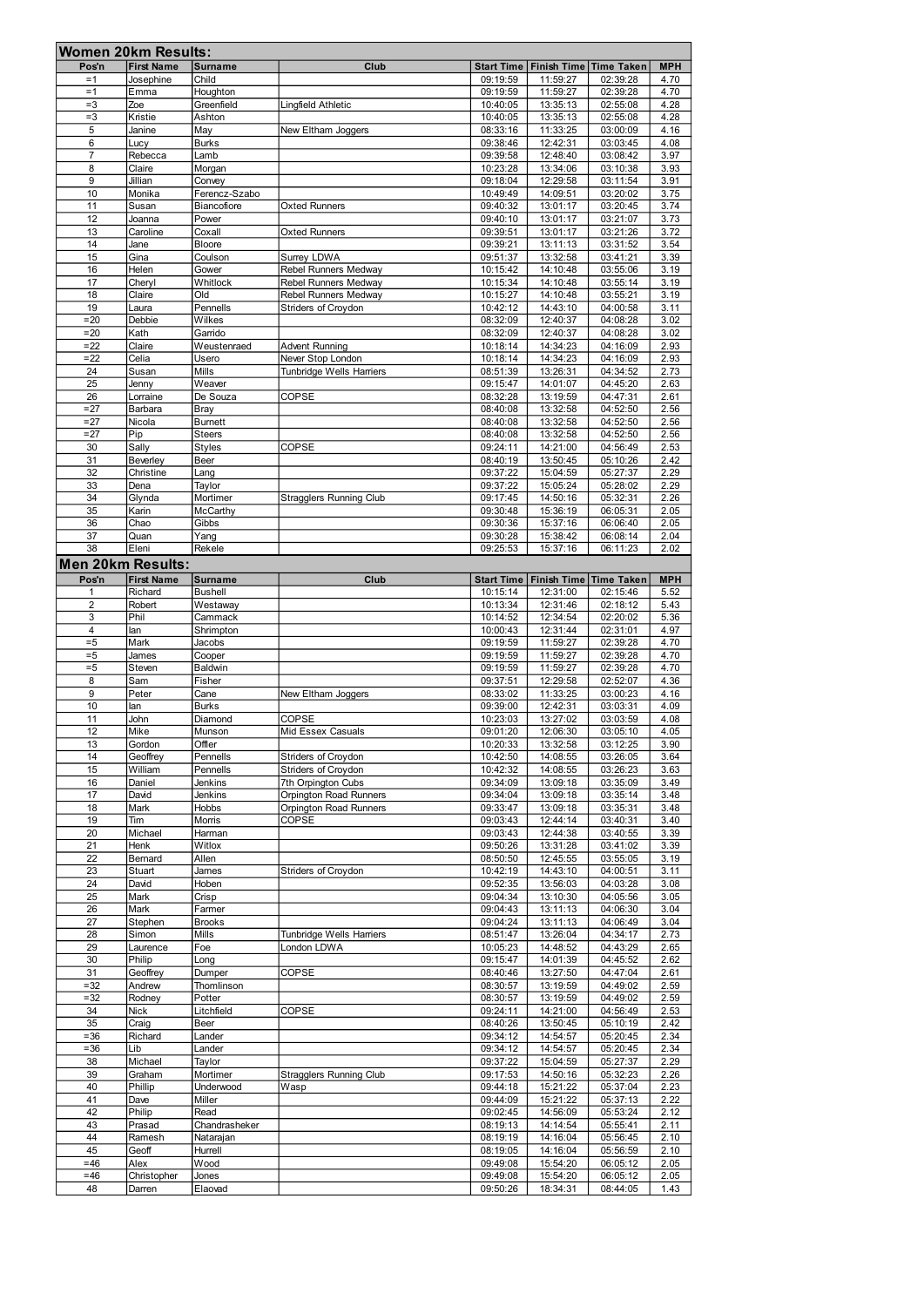## Women 20km Results:

| Pos'n | First Name | Surname | Club | Start Time | Finish Time | Time Taken | MPH |
|---|---|---|---|---|---|---|---|
| =1 | Josephine | Child | | 09:19:59 | 11:59:27 | 02:39:28 | 4.70 |
| =1 | Emma | Houghton | | 09:19:59 | 11:59:27 | 02:39:28 | 4.70 |
| =3 | Zoe | Greenfield | Lingfield Athletic | 10:40:05 | 13:35:13 | 02:55:08 | 4.28 |
| =3 | Kristie | Ashton | | 10:40:05 | 13:35:13 | 02:55:08 | 4.28 |
| 5 | Janine | May | New Eltham Joggers | 08:33:16 | 11:33:25 | 03:00:09 | 4.16 |
| 6 | Lucy | Burks | | 09:38:46 | 12:42:31 | 03:03:45 | 4.08 |
| 7 | Rebecca | Lamb | | 09:39:58 | 12:48:40 | 03:08:42 | 3.97 |
| 8 | Claire | Morgan | | 10:23:28 | 13:34:06 | 03:10:38 | 3.93 |
| 9 | Jillian | Convey | | 09:18:04 | 12:29:58 | 03:11:54 | 3.91 |
| 10 | Monika | Ferencz-Szabo | | 10:49:49 | 14:09:51 | 03:20:02 | 3.75 |
| 11 | Susan | Biancofiore | Oxted Runners | 09:40:32 | 13:01:17 | 03:20:45 | 3.74 |
| 12 | Joanna | Power | | 09:40:10 | 13:01:17 | 03:21:07 | 3.73 |
| 13 | Caroline | Coxall | Oxted Runners | 09:39:51 | 13:01:17 | 03:21:26 | 3.72 |
| 14 | Jane | Bloore | | 09:39:21 | 13:11:13 | 03:31:52 | 3.54 |
| 15 | Gina | Coulson | Surrey LDWA | 09:51:37 | 13:32:58 | 03:41:21 | 3.39 |
| 16 | Helen | Gower | Rebel Runners Medway | 10:15:42 | 14:10:48 | 03:55:06 | 3.19 |
| 17 | Cheryl | Whitlock | Rebel Runners Medway | 10:15:34 | 14:10:48 | 03:55:14 | 3.19 |
| 18 | Claire | Old | Rebel Runners Medway | 10:15:27 | 14:10:48 | 03:55:21 | 3.19 |
| 19 | Laura | Pennells | Striders of Croydon | 10:42:12 | 14:43:10 | 04:00:58 | 3.11 |
| =20 | Debbie | Wilkes | | 08:32:09 | 12:40:37 | 04:08:28 | 3.02 |
| =20 | Kath | Garrido | | 08:32:09 | 12:40:37 | 04:08:28 | 3.02 |
| =22 | Claire | Weustenraed | Advent Running | 10:18:14 | 14:34:23 | 04:16:09 | 2.93 |
| =22 | Celia | Usero | Never Stop London | 10:18:14 | 14:34:23 | 04:16:09 | 2.93 |
| 24 | Susan | Mills | Tunbridge Wells Harriers | 08:51:39 | 13:26:31 | 04:34:52 | 2.73 |
| 25 | Jenny | Weaver | | 09:15:47 | 14:01:07 | 04:45:20 | 2.63 |
| 26 | Lorraine | De Souza | COPSE | 08:32:28 | 13:19:59 | 04:47:31 | 2.61 |
| =27 | Barbara | Bray | | 08:40:08 | 13:32:58 | 04:52:50 | 2.56 |
| =27 | Nicola | Burnett | | 08:40:08 | 13:32:58 | 04:52:50 | 2.56 |
| =27 | Pip | Steers | | 08:40:08 | 13:32:58 | 04:52:50 | 2.56 |
| 30 | Sally | Styles | COPSE | 09:24:11 | 14:21:00 | 04:56:49 | 2.53 |
| 31 | Beverley | Beer | | 08:40:19 | 13:50:45 | 05:10:26 | 2.42 |
| 32 | Christine | Lang | | 09:37:22 | 15:04:59 | 05:27:37 | 2.29 |
| 33 | Dena | Taylor | | 09:37:22 | 15:05:24 | 05:28:02 | 2.29 |
| 34 | Glynda | Mortimer | Stragglers Running Club | 09:17:45 | 14:50:16 | 05:32:31 | 2.26 |
| 35 | Karin | McCarthy | | 09:30:48 | 15:36:19 | 06:05:31 | 2.05 |
| 36 | Chao | Gibbs | | 09:30:36 | 15:37:16 | 06:06:40 | 2.05 |
| 37 | Quan | Yang | | 09:30:28 | 15:38:42 | 06:08:14 | 2.04 |
| 38 | Eleni | Rekele | | 09:25:53 | 15:37:16 | 06:11:23 | 2.02 |

## Men 20km Results:

| Pos'n | First Name | Surname | Club | Start Time | Finish Time | Time Taken | MPH |
|---|---|---|---|---|---|---|---|
| 1 | Richard | Bushell | | 10:15:14 | 12:31:00 | 02:15:46 | 5.52 |
| 2 | Robert | Westaway | | 10:13:34 | 12:31:46 | 02:18:12 | 5.43 |
| 3 | Phil | Cammack | | 10:14:52 | 12:34:54 | 02:20:02 | 5.36 |
| 4 | Ian | Shrimpton | | 10:00:43 | 12:31:44 | 02:31:01 | 4.97 |
| =5 | Mark | Jacobs | | 09:19:59 | 11:59:27 | 02:39:28 | 4.70 |
| =5 | James | Cooper | | 09:19:59 | 11:59:27 | 02:39:28 | 4.70 |
| =5 | Steven | Baldwin | | 09:19:59 | 11:59:27 | 02:39:28 | 4.70 |
| 8 | Sam | Fisher | | 09:37:51 | 12:29:58 | 02:52:07 | 4.36 |
| 9 | Peter | Cane | New Eltham Joggers | 08:33:02 | 11:33:25 | 03:00:23 | 4.16 |
| 10 | Ian | Burks | | 09:39:00 | 12:42:31 | 03:03:31 | 4.09 |
| 11 | John | Diamond | COPSE | 10:23:03 | 13:27:02 | 03:03:59 | 4.08 |
| 12 | Mike | Munson | Mid Essex Casuals | 09:01:20 | 12:06:30 | 03:05:10 | 4.05 |
| 13 | Gordon | Offler | | 10:20:33 | 13:32:58 | 03:12:25 | 3.90 |
| 14 | Geoffrey | Pennells | Striders of Croydon | 10:42:50 | 14:08:55 | 03:26:05 | 3.64 |
| 15 | William | Pennells | Striders of Croydon | 10:42:32 | 14:08:55 | 03:26:23 | 3.63 |
| 16 | Daniel | Jenkins | 7th Orpington Cubs | 09:34:09 | 13:09:18 | 03:35:09 | 3.49 |
| 17 | David | Jenkins | Orpington Road Runners | 09:34:04 | 13:09:18 | 03:35:14 | 3.48 |
| 18 | Mark | Hobbs | Orpington Road Runners | 09:33:47 | 13:09:18 | 03:35:31 | 3.48 |
| 19 | Tim | Morris | COPSE | 09:03:43 | 12:44:14 | 03:40:31 | 3.40 |
| 20 | Michael | Harman | | 09:03:43 | 12:44:38 | 03:40:55 | 3.39 |
| 21 | Henk | Witlox | | 09:50:26 | 13:31:28 | 03:41:02 | 3.39 |
| 22 | Bernard | Allen | | 08:50:50 | 12:45:55 | 03:55:05 | 3.19 |
| 23 | Stuart | James | Striders of Croydon | 10:42:19 | 14:43:10 | 04:00:51 | 3.11 |
| 24 | David | Hoben | | 09:52:35 | 13:56:03 | 04:03:28 | 3.08 |
| 25 | Mark | Crisp | | 09:04:34 | 13:10:30 | 04:05:56 | 3.05 |
| 26 | Mark | Farmer | | 09:04:43 | 13:11:13 | 04:06:30 | 3.04 |
| 27 | Stephen | Brooks | | 09:04:24 | 13:11:13 | 04:06:49 | 3.04 |
| 28 | Simon | Mills | Tunbridge Wells Harriers | 08:51:47 | 13:26:04 | 04:34:17 | 2.73 |
| 29 | Laurence | Foe | London LDWA | 10:05:23 | 14:48:52 | 04:43:29 | 2.65 |
| 30 | Philip | Long | | 09:15:47 | 14:01:39 | 04:45:52 | 2.62 |
| 31 | Geoffrey | Dumper | COPSE | 08:40:46 | 13:27:50 | 04:47:04 | 2.61 |
| =32 | Andrew | Thomlinson | | 08:30:57 | 13:19:59 | 04:49:02 | 2.59 |
| =32 | Rodney | Potter | | 08:30:57 | 13:19:59 | 04:49:02 | 2.59 |
| 34 | Nick | Litchfield | COPSE | 09:24:11 | 14:21:00 | 04:56:49 | 2.53 |
| 35 | Craig | Beer | | 08:40:26 | 13:50:45 | 05:10:19 | 2.42 |
| =36 | Richard | Lander | | 09:34:12 | 14:54:57 | 05:20:45 | 2.34 |
| =36 | Lib | Lander | | 09:34:12 | 14:54:57 | 05:20:45 | 2.34 |
| 38 | Michael | Taylor | | 09:37:22 | 15:04:59 | 05:27:37 | 2.29 |
| 39 | Graham | Mortimer | Stragglers Running Club | 09:17:53 | 14:50:16 | 05:32:23 | 2.26 |
| 40 | Phillip | Underwood | Wasp | 09:44:18 | 15:21:22 | 05:37:04 | 2.23 |
| 41 | Dave | Miller | | 09:44:09 | 15:21:22 | 05:37:13 | 2.22 |
| 42 | Philip | Read | | 09:02:45 | 14:56:09 | 05:53:24 | 2.12 |
| 43 | Prasad | Chandrasheker | | 08:19:13 | 14:14:54 | 05:55:41 | 2.11 |
| 44 | Ramesh | Natarajan | | 08:19:19 | 14:16:04 | 05:56:45 | 2.10 |
| 45 | Geoff | Hurrell | | 08:19:05 | 14:16:04 | 05:56:59 | 2.10 |
| =46 | Alex | Wood | | 09:49:08 | 15:54:20 | 06:05:12 | 2.05 |
| =46 | Christopher | Jones | | 09:49:08 | 15:54:20 | 06:05:12 | 2.05 |
| 48 | Darren | Elaovad | | 09:50:26 | 18:34:31 | 08:44:05 | 1.43 |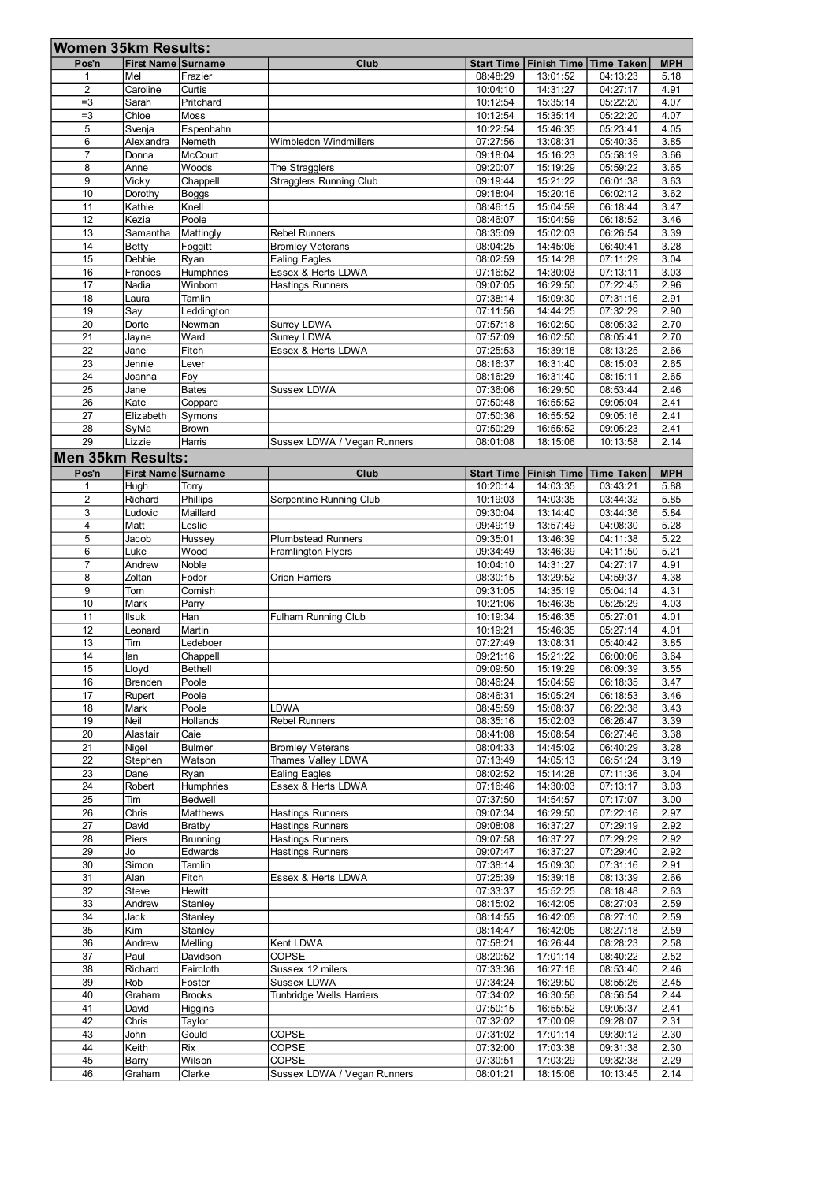## Women 35km Results:

| Pos'n | First Name | Surname | Club | Start Time | Finish Time | Time Taken | MPH |
|---|---|---|---|---|---|---|---|
| 1 | Mel | Frazier | | 08:48:29 | 13:01:52 | 04:13:23 | 5.18 |
| 2 | Caroline | Curtis | | 10:04:10 | 14:31:27 | 04:27:17 | 4.91 |
| =3 | Sarah | Pritchard | | 10:12:54 | 15:35:14 | 05:22:20 | 4.07 |
| =3 | Chloe | Moss | | 10:12:54 | 15:35:14 | 05:22:20 | 4.07 |
| 5 | Svenja | Espenhahn | | 10:22:54 | 15:46:35 | 05:23:41 | 4.05 |
| 6 | Alexandra | Nemeth | Wimbledon Windmillers | 07:27:56 | 13:08:31 | 05:40:35 | 3.85 |
| 7 | Donna | McCourt | | 09:18:04 | 15:16:23 | 05:58:19 | 3.66 |
| 8 | Anne | Woods | The Stragglers | 09:20:07 | 15:19:29 | 05:59:22 | 3.65 |
| 9 | Vicky | Chappell | Stragglers Running Club | 09:19:44 | 15:21:22 | 06:01:38 | 3.63 |
| 10 | Dorothy | Boggs | | 09:18:04 | 15:20:16 | 06:02:12 | 3.62 |
| 11 | Kathie | Knell | | 08:46:15 | 15:04:59 | 06:18:44 | 3.47 |
| 12 | Kezia | Poole | | 08:46:07 | 15:04:59 | 06:18:52 | 3.46 |
| 13 | Samantha | Mattingly | Rebel Runners | 08:35:09 | 15:02:03 | 06:26:54 | 3.39 |
| 14 | Betty | Foggitt | Bromley Veterans | 08:04:25 | 14:45:06 | 06:40:41 | 3.28 |
| 15 | Debbie | Ryan | Ealing Eagles | 08:02:59 | 15:14:28 | 07:11:29 | 3.04 |
| 16 | Frances | Humphries | Essex & Herts LDWA | 07:16:52 | 14:30:03 | 07:13:11 | 3.03 |
| 17 | Nadia | Winborn | Hastings Runners | 09:07:05 | 16:29:50 | 07:22:45 | 2.96 |
| 18 | Laura | Tamlin | | 07:38:14 | 15:09:30 | 07:31:16 | 2.91 |
| 19 | Say | Leddington | | 07:11:56 | 14:44:25 | 07:32:29 | 2.90 |
| 20 | Dorte | Newman | Surrey LDWA | 07:57:18 | 16:02:50 | 08:05:32 | 2.70 |
| 21 | Jayne | Ward | Surrey LDWA | 07:57:09 | 16:02:50 | 08:05:41 | 2.70 |
| 22 | Jane | Fitch | Essex & Herts LDWA | 07:25:53 | 15:39:18 | 08:13:25 | 2.66 |
| 23 | Jennie | Lever | | 08:16:37 | 16:31:40 | 08:15:03 | 2.65 |
| 24 | Joanna | Foy | | 08:16:29 | 16:31:40 | 08:15:11 | 2.65 |
| 25 | Jane | Bates | Sussex LDWA | 07:36:06 | 16:29:50 | 08:53:44 | 2.46 |
| 26 | Kate | Coppard | | 07:50:48 | 16:55:52 | 09:05:04 | 2.41 |
| 27 | Elizabeth | Symons | | 07:50:36 | 16:55:52 | 09:05:16 | 2.41 |
| 28 | Sylvia | Brown | | 07:50:29 | 16:55:52 | 09:05:23 | 2.41 |
| 29 | Lizzie | Harris | Sussex LDWA / Vegan Runners | 08:01:08 | 18:15:06 | 10:13:58 | 2.14 |

## Men 35km Results:

| Pos'n | First Name | Surname | Club | Start Time | Finish Time | Time Taken | MPH |
|---|---|---|---|---|---|---|---|
| 1 | Hugh | Torry | | 10:20:14 | 14:03:35 | 03:43:21 | 5.88 |
| 2 | Richard | Phillips | Serpentine Running Club | 10:19:03 | 14:03:35 | 03:44:32 | 5.85 |
| 3 | Ludovic | Maillard | | 09:30:04 | 13:14:40 | 03:44:36 | 5.84 |
| 4 | Matt | Leslie | | 09:49:19 | 13:57:49 | 04:08:30 | 5.28 |
| 5 | Jacob | Hussey | Plumbstead Runners | 09:35:01 | 13:46:39 | 04:11:38 | 5.22 |
| 6 | Luke | Wood | Framlington Flyers | 09:34:49 | 13:46:39 | 04:11:50 | 5.21 |
| 7 | Andrew | Noble | | 10:04:10 | 14:31:27 | 04:27:17 | 4.91 |
| 8 | Zoltan | Fodor | Orion Harriers | 08:30:15 | 13:29:52 | 04:59:37 | 4.38 |
| 9 | Tom | Cornish | | 09:31:05 | 14:35:19 | 05:04:14 | 4.31 |
| 10 | Mark | Parry | | 10:21:06 | 15:46:35 | 05:25:29 | 4.03 |
| 11 | Ilsuk | Han | Fulham Running Club | 10:19:34 | 15:46:35 | 05:27:01 | 4.01 |
| 12 | Leonard | Martin | | 10:19:21 | 15:46:35 | 05:27:14 | 4.01 |
| 13 | Tim | Ledeboer | | 07:27:49 | 13:08:31 | 05:40:42 | 3.85 |
| 14 | Ian | Chappell | | 09:21:16 | 15:21:22 | 06:00:06 | 3.64 |
| 15 | Lloyd | Bethell | | 09:09:50 | 15:19:29 | 06:09:39 | 3.55 |
| 16 | Brenden | Poole | | 08:46:24 | 15:04:59 | 06:18:35 | 3.47 |
| 17 | Rupert | Poole | | 08:46:31 | 15:05:24 | 06:18:53 | 3.46 |
| 18 | Mark | Poole | LDWA | 08:45:59 | 15:08:37 | 06:22:38 | 3.43 |
| 19 | Neil | Hollands | Rebel Runners | 08:35:16 | 15:02:03 | 06:26:47 | 3.39 |
| 20 | Alastair | Caie | | 08:41:08 | 15:08:54 | 06:27:46 | 3.38 |
| 21 | Nigel | Bulmer | Bromley Veterans | 08:04:33 | 14:45:02 | 06:40:29 | 3.28 |
| 22 | Stephen | Watson | Thames Valley LDWA | 07:13:49 | 14:05:13 | 06:51:24 | 3.19 |
| 23 | Dane | Ryan | Ealing Eagles | 08:02:52 | 15:14:28 | 07:11:36 | 3.04 |
| 24 | Robert | Humphries | Essex & Herts LDWA | 07:16:46 | 14:30:03 | 07:13:17 | 3.03 |
| 25 | Tim | Bedwell | | 07:37:50 | 14:54:57 | 07:17:07 | 3.00 |
| 26 | Chris | Matthews | Hastings Runners | 09:07:34 | 16:29:50 | 07:22:16 | 2.97 |
| 27 | David | Bratby | Hastings Runners | 09:08:08 | 16:37:27 | 07:29:19 | 2.92 |
| 28 | Piers | Brunning | Hastings Runners | 09:07:58 | 16:37:27 | 07:29:29 | 2.92 |
| 29 | Jo | Edwards | Hastings Runners | 09:07:47 | 16:37:27 | 07:29:40 | 2.92 |
| 30 | Simon | Tamlin | | 07:38:14 | 15:09:30 | 07:31:16 | 2.91 |
| 31 | Alan | Fitch | Essex & Herts LDWA | 07:25:39 | 15:39:18 | 08:13:39 | 2.66 |
| 32 | Steve | Hewitt | | 07:33:37 | 15:52:25 | 08:18:48 | 2.63 |
| 33 | Andrew | Stanley | | 08:15:02 | 16:42:05 | 08:27:03 | 2.59 |
| 34 | Jack | Stanley | | 08:14:55 | 16:42:05 | 08:27:10 | 2.59 |
| 35 | Kim | Stanley | | 08:14:47 | 16:42:05 | 08:27:18 | 2.59 |
| 36 | Andrew | Melling | Kent LDWA | 07:58:21 | 16:26:44 | 08:28:23 | 2.58 |
| 37 | Paul | Davidson | COPSE | 08:20:52 | 17:01:14 | 08:40:22 | 2.52 |
| 38 | Richard | Faircloth | Sussex 12 milers | 07:33:36 | 16:27:16 | 08:53:40 | 2.46 |
| 39 | Rob | Foster | Sussex LDWA | 07:34:24 | 16:29:50 | 08:55:26 | 2.45 |
| 40 | Graham | Brooks | Tunbridge Wells Harriers | 07:34:02 | 16:30:56 | 08:56:54 | 2.44 |
| 41 | David | Higgins | | 07:50:15 | 16:55:52 | 09:05:37 | 2.41 |
| 42 | Chris | Taylor | | 07:32:02 | 17:00:09 | 09:28:07 | 2.31 |
| 43 | John | Gould | COPSE | 07:31:02 | 17:01:14 | 09:30:12 | 2.30 |
| 44 | Keith | Rix | COPSE | 07:32:00 | 17:03:38 | 09:31:38 | 2.30 |
| 45 | Barry | Wilson | COPSE | 07:30:51 | 17:03:29 | 09:32:38 | 2.29 |
| 46 | Graham | Clarke | Sussex LDWA / Vegan Runners | 08:01:21 | 18:15:06 | 10:13:45 | 2.14 |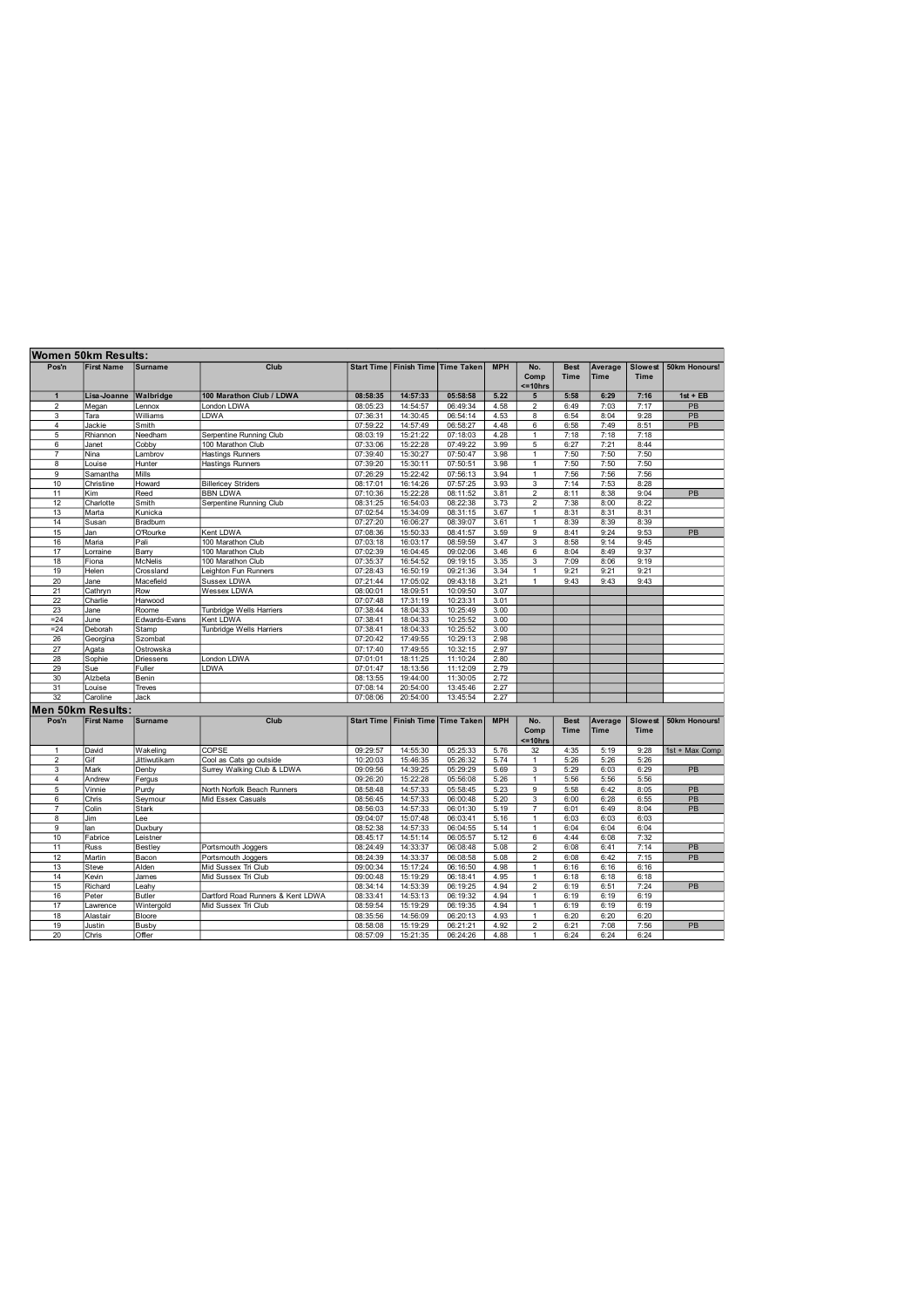## Women 50km Results:

| Pos'n | First Name | Surname | Club | Start Time | Finish Time | Time Taken | MPH | No. Comp <=10hrs | Best Time | Average Time | Slowest Time | 50km Honours! |
|---|---|---|---|---|---|---|---|---|---|---|---|---|
| **1** | **Lisa-Joanne** | **Walbridge** | **100 Marathon Club / LDWA** | **08:58:35** | **14:57:33** | **05:58:58** | **5.22** | **5** | **5:58** | **6:29** | **7:16** | **1st + EB** |
| 2 | Megan | Lennox | London LDWA | 08:05:23 | 14:54:57 | 06:49:34 | 4.58 | 2 | 6:49 | 7:03 | 7:17 | PB |
| 3 | Tara | Williams | LDWA | 07:36:31 | 14:30:45 | 06:54:14 | 4.53 | 8 | 6:54 | 8:04 | 9:28 | PB |
| 4 | Jackie | Smith | | 07:59:22 | 14:57:49 | 06:58:27 | 4.48 | 6 | 6:58 | 7:49 | 8:51 | PB |
| 5 | Rhiannon | Needham | Serpentine Running Club | 08:03:19 | 15:21:22 | 07:18:03 | 4.28 | 1 | 7:18 | 7:18 | 7:18 | |
| 6 | Janet | Cobby | 100 Marathon Club | 07:33:06 | 15:22:28 | 07:49:22 | 3.99 | 5 | 6:27 | 7:21 | 8:44 | |
| 7 | Nina | Lambrov | Hastings Runners | 07:39:40 | 15:30:27 | 07:50:47 | 3.98 | 1 | 7:50 | 7:50 | 7:50 | |
| 8 | Louise | Hunter | Hastings Runners | 07:39:20 | 15:30:11 | 07:50:51 | 3.98 | 1 | 7:50 | 7:50 | 7:50 | |
| 9 | Samantha | Mills | | 07:26:29 | 15:22:42 | 07:56:13 | 3.94 | 1 | 7:56 | 7:56 | 7:56 | |
| 10 | Christine | Howard | Billericay Striders | 08:17:01 | 16:14:26 | 07:57:25 | 3.93 | 3 | 7:14 | 7:53 | 8:28 | |
| 11 | Kim | Reed | BBN LDWA | 07:10:36 | 15:22:28 | 08:11:52 | 3.81 | 2 | 8:11 | 8:38 | 9:04 | PB |
| 12 | Charlotte | Smith | Serpentine Running Club | 08:31:25 | 16:54:03 | 08:22:38 | 3.73 | 2 | 7:38 | 8:00 | 8:22 | |
| 13 | Marta | Kunicka | | 07:02:54 | 15:34:09 | 08:31:15 | 3.67 | 1 | 8:31 | 8:31 | 8:31 | |
| 14 | Susan | Bradbum | | 07:27:20 | 16:06:27 | 08:39:07 | 3.61 | 1 | 8:39 | 8:39 | 8:39 | |
| 15 | Jan | O'Rourke | Kent LDWA | 07:08:36 | 15:50:33 | 08:41:57 | 3.59 | 9 | 8:41 | 9:24 | 9:53 | PB |
| 16 | Maria | Pali | 100 Marathon Club | 07:03:18 | 16:03:17 | 08:59:59 | 3.47 | 3 | 8:58 | 9:14 | 9:45 | |
| 17 | Lorraine | Barry | 100 Marathon Club | 07:02:39 | 16:04:45 | 09:02:06 | 3.46 | 6 | 8:04 | 8:49 | 9:37 | |
| 18 | Fiona | McNelis | 100 Marathon Club | 07:35:37 | 16:54:52 | 09:19:15 | 3.35 | 3 | 7:09 | 8:06 | 9:19 | |
| 19 | Helen | Crossland | Leighton Fun Runners | 07:28:43 | 16:50:19 | 09:21:36 | 3.34 | 1 | 9:21 | 9:21 | 9:21 | |
| 20 | Jane | Macefield | Sussex LDWA | 07:21:44 | 17:05:02 | 09:43:18 | 3.21 | 1 | 9:43 | 9:43 | 9:43 | |
| 21 | Cathryn | Row | Wessex LDWA | 08:00:01 | 18:09:51 | 10:09:50 | 3.07 | | | | | |
| 22 | Charlie | Harwood | | 07:07:48 | 17:31:19 | 10:23:31 | 3.01 | | | | | |
| 23 | Jane | Roome | Tunbridge Wells Harriers | 07:38:44 | 18:04:33 | 10:25:49 | 3.00 | | | | | |
| =24 | June | Edwards-Evans | Kent LDWA | 07:38:41 | 18:04:33 | 10:25:52 | 3.00 | | | | | |
| =24 | Deborah | Stamp | Tunbridge Wells Harriers | 07:38:41 | 18:04:33 | 10:25:52 | 3.00 | | | | | |
| 26 | Georgina | Szombat | | 07:20:42 | 17:49:55 | 10:29:13 | 2.98 | | | | | |
| 27 | Agata | Ostrowska | | 07:17:40 | 17:49:55 | 10:32:15 | 2.97 | | | | | |
| 28 | Sophie | Driessens | London LDWA | 07:01:01 | 18:11:25 | 11:10:24 | 2.80 | | | | | |
| 29 | Sue | Fuller | LDWA | 07:01:47 | 18:13:56 | 11:12:09 | 2.79 | | | | | |
| 30 | Alzbeta | Benin | | 08:13:55 | 19:44:00 | 11:30:05 | 2.72 | | | | | |
| 31 | Louise | Treves | | 07:08:14 | 20:54:00 | 13:45:46 | 2.27 | | | | | |
| 32 | Caroline | Jack | | 07:08:06 | 20:54:00 | 13:45:54 | 2.27 | | | | | |

## Men 50km Results:

| Pos'n | First Name | Surname | Club | Start Time | Finish Time | Time Taken | MPH | No. Comp <=10hrs | Best Time | Average Time | Slowest Time | 50km Honours! |
|---|---|---|---|---|---|---|---|---|---|---|---|---|
| 1 | David | Wakeling | COPSE | 09:29:57 | 14:55:30 | 05:25:33 | 5.76 | 32 | 4:35 | 5:19 | 9:28 | 1st + Max Comp |
| 2 | Gif | Jittiwutikarn | Cool as Cats go outside | 10:20:03 | 15:46:35 | 05:26:32 | 5.74 | 1 | 5:26 | 5:26 | 5:26 | |
| 3 | Mark | Denby | Surrey Walking Club & LDWA | 09:09:56 | 14:39:25 | 05:29:29 | 5.69 | 3 | 5:29 | 6:03 | 6:29 | PB |
| 4 | Andrew | Fergus | | 09:26:20 | 15:22:28 | 05:56:08 | 5.26 | 1 | 5:56 | 5:56 | 5:56 | |
| 5 | Vinnie | Purdy | North Norfolk Beach Runners | 08:58:48 | 14:57:33 | 05:58:45 | 5.23 | 9 | 5:58 | 6:42 | 8:05 | PB |
| 6 | Chris | Seymour | Mid Essex Casuals | 08:56:45 | 14:57:33 | 06:00:48 | 5.20 | 3 | 6:00 | 6:28 | 6:55 | PB |
| 7 | Colin | Stark | | 08:56:03 | 14:57:33 | 06:01:30 | 5.19 | 7 | 6:01 | 6:49 | 8:04 | PB |
| 8 | Jim | Lee | | 09:04:07 | 15:07:48 | 06:03:41 | 5.16 | 1 | 6:03 | 6:03 | 6:03 | |
| 9 | Ian | Duxbury | | 08:52:38 | 14:57:33 | 06:04:55 | 5.14 | 1 | 6:04 | 6:04 | 6:04 | |
| 10 | Fabrice | Leistner | | 08:45:17 | 14:51:14 | 06:05:57 | 5.12 | 6 | 4:44 | 6:08 | 7:32 | |
| 11 | Russ | Bestley | Portsmouth Joggers | 08:24:49 | 14:33:37 | 06:08:48 | 5.08 | 2 | 6:08 | 6:41 | 7:14 | PB |
| 12 | Martin | Bacon | Portsmouth Joggers | 08:24:39 | 14:33:37 | 06:08:58 | 5.08 | 2 | 6:08 | 6:42 | 7:15 | PB |
| 13 | Steve | Alden | Mid Sussex Tri Club | 09:00:34 | 15:17:24 | 06:16:50 | 4.98 | 1 | 6:16 | 6:16 | 6:16 | |
| 14 | Kevin | James | Mid Sussex Tri Club | 09:00:48 | 15:19:29 | 06:18:41 | 4.95 | 1 | 6:18 | 6:18 | 6:18 | |
| 15 | Richard | Leahy | | 08:34:14 | 14:53:39 | 06:19:25 | 4.94 | 2 | 6:19 | 6:51 | 7:24 | PB |
| 16 | Peter | Butler | Dartford Road Runners & Kent LDWA | 08:33:41 | 14:53:13 | 06:19:32 | 4.94 | 1 | 6:19 | 6:19 | 6:19 | |
| 17 | Lawrence | Wintergold | Mid Sussex Tri Club | 08:59:54 | 15:19:29 | 06:19:35 | 4.94 | 1 | 6:19 | 6:19 | 6:19 | |
| 18 | Alastair | Bloore | | 08:35:56 | 14:56:09 | 06:20:13 | 4.93 | 1 | 6:20 | 6:20 | 6:20 | |
| 19 | Justin | Busby | | 08:58:08 | 15:19:29 | 06:21:21 | 4.92 | 2 | 6:21 | 7:08 | 7:56 | PB |
| 20 | Chris | Offer | | 08:57:09 | 15:21:35 | 06:24:26 | 4.88 | 1 | 6:24 | 6:24 | 6:24 | |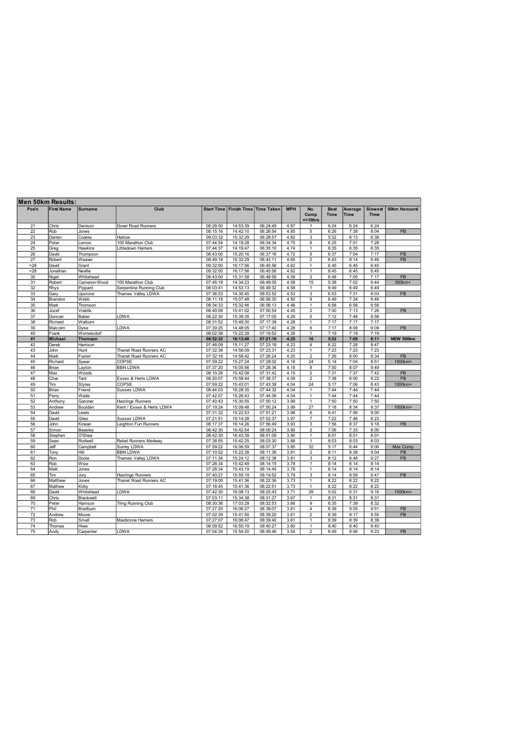## Men 50km Results:

| Pos'n | First Name | Surname | Club | Start Time | Finish Time | Time Taken | MPH | No. Comp <=10hrs | Best Time | Average Time | Slowest Time | 50km Honours! |
|---|---|---|---|---|---|---|---|---|---|---|---|---|
| 21 | Chris | Denison | Dover Road Runners | 08:28:50 | 14:53:39 | 06:24:49 | 4.87 | 1 | 6:24 | 6:24 | 6:24 | |
| 22 | Rob | Jones | | 08:15:16 | 14:42:10 | 06:26:54 | 4.85 | 5 | 6:26 | 7:38 | 8:04 | PB |
| 23 | Darren | Coates | Harlow | 09:03:32 | 15:32:29 | 06:28:57 | 4.82 | 3 | 5:32 | 6:13 | 6:38 | |
| 24 | Peter | Lemon | 100 Marathon Club | 07:44:54 | 14:19:28 | 06:34:34 | 4.75 | 6 | 6:25 | 7:01 | 7:28 | |
| 25 | Greg | Hawkins | Littledown Harriers | 07:44:37 | 14:19:47 | 06:35:10 | 4.74 | 1 | 6:35 | 6:35 | 6:35 | |
| 26 | David | Thompson | | 08:43:00 | 15:20:16 | 06:37:16 | 4.72 | 5 | 6:37 | 7:04 | 7:17 | PB |
| 27 | Robert | Weaver | | 08:49:18 | 15:32:29 | 06:43:11 | 4.65 | 2 | 6:43 | 8:14 | 9:46 | PB |
| =28 | David | Grant | | 09:32:00 | 16:17:56 | 06:45:56 | 4.62 | 1 | 6:45 | 6:45 | 6:45 | |
| =28 | Jonathan | Neville | | 09:32:00 | 16:17:56 | 06:45:56 | 4.62 | 1 | 6:45 | 6:45 | 6:45 | |
| 30 | Nigel | Whitehead | | 08:43:00 | 15:31:58 | 06:48:58 | 4.58 | 3 | 6:48 | 7:05 | 7:17 | PB |
| 31 | Robert | Cameron-Wood | 100 Marathon Club | 07:45:18 | 14:34:23 | 06:49:05 | 4.58 | 15 | 5:38 | 7:02 | 9:44 | 500km+ |
| 32 | Rhys | Pippard | Serpentine Running Club | 08:03:41 | 14:53:13 | 06:49:32 | 4.58 | 1 | 6:49 | 6:49 | 6:49 | |
| 33 | Gary | Upstone | Thames Valley LDWA | 07:36:53 | 14:30:45 | 06:53:52 | 4.53 | 3 | 6:53 | 7:31 | 8:03 | PB |
| 34 | Brandon | Webb | | 08:11:18 | 15:07:48 | 06:56:30 | 4.50 | 9 | 6:49 | 7:34 | 9:46 | |
| 35 | Mark | Thomson | | 08:34:33 | 15:32:46 | 06:58:13 | 4.48 | 1 | 6:58 | 6:58 | 6:58 | |
| 36 | Jozef | Vrablik | | 08:40:08 | 15:41:02 | 07:00:54 | 4.45 | 2 | 7:00 | 7:13 | 7:26 | PB |
| 37 | Duncan | Baber | LDWA | 08:22:30 | 15:39:35 | 07:17:05 | 4.29 | 5 | 7:12 | 7:48 | 8:58 | |
| 38 | Richard | Walburn | | 08:31:52 | 15:49:30 | 07:17:38 | 4.28 | 1 | 7:17 | 7:17 | 7:17 | |
| 39 | Malcolm | Dyke | LDWA | 07:30:25 | 14:48:05 | 07:17:40 | 4.28 | 6 | 7:17 | 8:09 | 9:09 | PB |
| 40 | Frank | Wornelsdorf | | 08:02:36 | 15:22:28 | 07:19:52 | 4.26 | 1 | 7:19 | 7:19 | 7:19 | |
| **41** | **Michael** | **Thomson** | | **08:52:32** | **16:13:48** | **07:21:16** | **4.25** | **10** | **5:52** | **7:09** | **8:11** | **NEW 500km** |
| 42 | Derek | Harrison | | 07:48:09 | 15:11:27 | 07:23:18 | 4.23 | 4 | 6:22 | 7:28 | 8:47 | |
| 43 | John | Hunt | Thanet Road Runners AC | 07:32:38 | 14:56:09 | 07:23:31 | 4.23 | 1 | 7:23 | 7:23 | 7:23 | |
| 44 | Mark | Foster | Thanet Road Runners AC | 07:32:18 | 14:58:42 | 07:26:24 | 4.20 | 2 | 7:26 | 8:00 | 8:34 | PB |
| 45 | Richard | Spear | COPSE | 07:59:22 | 15:27:24 | 07:28:02 | 4.18 | 24 | 5:14 | 7:04 | 8:51 | 1000km+ |
| 46 | Brian | Layton | BBN LDWA | 07:37:20 | 15:05:56 | 07:28:36 | 4.18 | 8 | 7:00 | 8:07 | 9:49 | |
| 47 | Max | Woods | | 08:10:26 | 15:42:08 | 07:31:42 | 4.15 | 2 | 7:31 | 7:37 | 7:42 | PB |
| 48 | Clive | Tant | Essex & Herts LDWA | 08:20:07 | 15:58:44 | 07:38:37 | 4.09 | 2 | 7:38 | 8:00 | 8:22 | PB |
| 49 | Tim | Styles | COPSE | 07:59:22 | 15:43:01 | 07:43:39 | 4.04 | 24 | 5:17 | 7:06 | 8:43 | 1000km+ |
| 50 | Brian | Friend | Sussex LDWA | 08:44:03 | 16:28:35 | 07:44:32 | 4.04 | 1 | 7:44 | 7:44 | 7:44 | |
| 51 | Perry | Wade | | 07:42:07 | 15:26:43 | 07:44:36 | 4.04 | 1 | 7:44 | 7:44 | 7:44 | |
| 52 | Anthony | Garoner | Hastings Runners | 07:40:43 | 15:30:55 | 07:50:12 | 3.99 | 1 | 7:50 | 7:50 | 7:50 | |
| 53 | Andrew | Boulden | Kent / Essex & Herts LDWA | 07:19:24 | 15:09:48 | 07:50:24 | 3.99 | 27 | 7:18 | 8:34 | 9:37 | 1000km+ |
| 54 | David | Lewis | | 07:31:32 | 15:22:53 | 07:51:21 | 3.98 | 6 | 6:41 | 7:56 | 9:00 | |
| 55 | David | Giles | Sussex LDWA | 07:21:51 | 15:14:28 | 07:52:37 | 3.97 | 7 | 7:22 | 7:46 | 8:23 | |
| 56 | John | Kirwan | Leighton Fun Runners | 08:17:37 | 16:14:26 | 07:56:49 | 3.93 | 3 | 7:56 | 8:37 | 9:18 | PB |
| 57 | Simon | Beasley | | 08:42:30 | 16:42:54 | 08:00:24 | 3.90 | 2 | 7:06 | 7:33 | 8:00 | |
| 58 | Stephen | O'Shea | | 08:42:30 | 16:43:39 | 08:01:09 | 3.90 | 1 | 8:01 | 8:01 | 8:01 | |
| 59 | Sean | Rodwell | Rebel Runners Medway | 07:38:55 | 15:42:25 | 08:03:30 | 3.88 | 1 | 8:03 | 8:03 | 8:03 | |
| 60 | Jeff | Campbell | Surrey LDWA | 07:59:22 | 16:06:59 | 08:07:37 | 3.85 | 32 | 5:17 | 6:44 | 9:06 | Max Comp |
| 61 | Tony | Hill | BBN LDWA | 07:10:52 | 15:22:28 | 08:11:36 | 3.81 | 2 | 8:11 | 8:38 | 9:04 | PB |
| 62 | Ron | Doole | Thames Valley LDWA | 07:11:34 | 15:24:12 | 08:12:38 | 3.81 | 3 | 8:12 | 8:48 | 9:27 | PB |
| 63 | Rob | Wise | | 07:28:34 | 15:42:49 | 08:14:15 | 3.79 | 1 | 8:14 | 8:14 | 8:14 | |
| 64 | Matt | Jones | | 07:28:34 | 15:43:19 | 08:14:45 | 3.79 | 1 | 8:14 | 8:14 | 8:14 | |
| 65 | Tim | Jury | Hastings Runners | 07:40:27 | 15:55:19 | 08:14:52 | 3.79 | 3 | 8:14 | 8:59 | 9:47 | PB |
| 66 | Matthew | Jones | Thanet Road Runners AC | 07:19:00 | 15:41:36 | 08:22:36 | 3.73 | 1 | 8:22 | 8:22 | 8:22 | |
| 67 | Mathew | Kirby | | 07:18:45 | 15:41:36 | 08:22:51 | 3.73 | 1 | 8:22 | 8:22 | 8:22 | |
| 68 | David | Whitehead | LDWA | 07:42:30 | 16:08:13 | 08:25:43 | 3.71 | 28 | 5:02 | 6:31 | 9:16 | 1000km+ |
| 69 | Chris | Blackwell | | 07:03:11 | 15:34:38 | 08:31:27 | 3.67 | 1 | 8:31 | 8:31 | 8:31 | |
| 70 | Peter | Hamson | Tring Running Club | 08:30:36 | 17:03:29 | 08:32:53 | 3.66 | 9 | 6:35 | 7:39 | 8:32 | |
| 71 | Phil | Bradburn | | 07:27:20 | 16:06:27 | 08:39:07 | 3.61 | 4 | 8:39 | 9:05 | 9:51 | PB |
| 72 | Andrew | Moore | | 07:02:30 | 15:41:50 | 08:39:20 | 3.61 | 2 | 8:39 | 9:17 | 9:55 | PB |
| 73 | Rob | Small | Maidstone Harriers | 07:27:07 | 16:06:47 | 08:39:40 | 3.61 | 1 | 8:39 | 8:39 | 8:39 | |
| 74 | Thomas | Hiwe | | 08:09:52 | 16:50:19 | 08:40:27 | 3.60 | 1 | 8:40 | 8:40 | 8:40 | |
| 75 | Andy | Carpenter | LDWA | 07:04:34 | 15:54:20 | 08:49:46 | 3.54 | 2 | 8:49 | 9:06 | 9:23 | PB |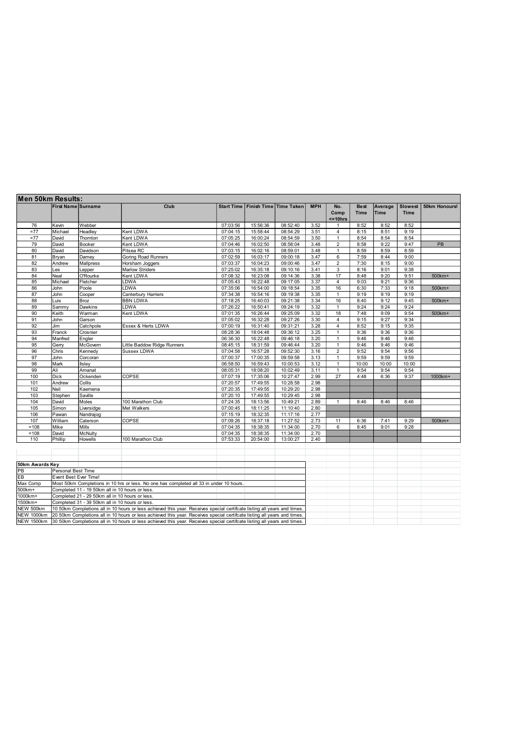## Men 50km Results:

| | First Name | Surname | Club | Start Time | Finish Time | Time Taken | MPH | No. Comp <=10hrs | Best Time | Average Time | Slowest Time | 50km Honours! |
|---|---|---|---|---|---|---|---|---|---|---|---|---|
| 76 | Kevin | Webber | | 07:03:56 | 15:56:36 | 08:52:40 | 3.52 | 1 | 8:52 | 8:52 | 8:52 | |
| =77 | Michael | Headley | Kent LDWA | 07:04:15 | 15:58:44 | 08:54:29 | 3.51 | 4 | 8:15 | 8:51 | 9:19 | |
| =77 | David | Thornton | Kent LDWA | 07:05:25 | 16:00:24 | 08:54:59 | 3.50 | 1 | 8:54 | 8:54 | 8:54 | |
| 79 | David | Booker | Kent LDWA | 07:04:46 | 16:02:50 | 08:58:04 | 3.48 | 2 | 8:58 | 9:22 | 9:47 | PB |
| 80 | David | Davidson | Pitsea RC | 07:03:15 | 16:02:16 | 08:59:01 | 3.48 | 1 | 8:59 | 8:59 | 8:59 | |
| 81 | Bryan | Damey | Goring Road Runners | 07:02:59 | 16:03:17 | 09:00:18 | 3.47 | 6 | 7:59 | 8:44 | 9:00 | |
| 82 | Andrew | Mallpress | Horsham Joggers | 07:03:37 | 16:04:23 | 09:00:46 | 3.47 | 2 | 7:30 | 8:15 | 9:00 | |
| 83 | Les | Lepper | Marlow Striders | 07:25:02 | 16:35:18 | 09:10:16 | 3.41 | 3 | 8:16 | 9:01 | 9:38 | |
| 84 | Neal | O'Rourke | Kent LDWA | 07:08:32 | 16:23:08 | 09:14:36 | 3.38 | 17 | 8:48 | 9:20 | 9:51 | 500km+ |
| 85 | Michael | Fletcher | LDWA | 07:05:43 | 16:22:48 | 09:17:05 | 3.37 | 4 | 9:03 | 9:21 | 9:36 | |
| 86 | John | Poole | LDWA | 07:35:06 | 16:54:00 | 09:18:54 | 3.35 | 16 | 6:30 | 7:33 | 9:18 | 500km+ |
| 87 | John | Cooper | Canterbury Harriers | 07:34:38 | 16:54:16 | 09:19:38 | 3.35 | 1 | 9:19 | 9:19 | 9:19 | |
| 88 | Luis | Broz | BBN LDWA | 07:18:25 | 16:40:03 | 09:21:38 | 3.34 | 16 | 8:40 | 9:12 | 9:45 | 500km+ |
| 89 | Sammy | Dawkins | LDWA | 07:26:22 | 16:50:41 | 09:24:19 | 3.32 | 1 | 9:24 | 9:24 | 9:24 | |
| 90 | Keith | Warman | Kent LDWA | 07:01:35 | 16:26:44 | 09:25:09 | 3.32 | 18 | 7:48 | 9:09 | 9:54 | 500km+ |
| 91 | John | Garson | | 07:05:02 | 16:32:28 | 09:27:26 | 3.30 | 4 | 9:15 | 9:27 | 9:34 | |
| 92 | Jim | Catchpole | Essex & Herts LDWA | 07:00:19 | 16:31:40 | 09:31:21 | 3.28 | 4 | 8:52 | 9:15 | 9:35 | |
| 93 | Franck | Crosnier | | 08:28:36 | 18:04:48 | 09:36:12 | 3.25 | 1 | 9:36 | 9:36 | 9:36 | |
| 94 | Manfred | Engler | | 06:36:30 | 16:22:48 | 09:46:18 | 3.20 | 1 | 9:46 | 9:46 | 9:46 | |
| 95 | Gerry | McGovern | Little Baddow Ridge Runners | 08:45:15 | 18:31:59 | 09:46:44 | 3.20 | 1 | 9:46 | 9:46 | 9:46 | |
| 96 | Chris | Kennedy | Sussex LDWA | 07:04:58 | 16:57:28 | 09:52:30 | 3.16 | 2 | 9:52 | 9:54 | 9:56 | |
| 97 | John | Corcoran | | 07:00:37 | 17:00:35 | 09:59:58 | 3.13 | 1 | 9:59 | 9:59 | 9:59 | |
| 98 | Mark | Ilsley | | 06:58:50 | 16:59:43 | 10:00:53 | 3.12 | 1 | 10:00 | 10:00 | 10:00 | |
| 99 | Ali | Amanat | | 08:05:31 | 18:08:20 | 10:02:49 | 3.11 | 1 | 9:54 | 9:54 | 9:54 | |
| 100 | Dick | Ockenden | COPSE | 07:07:19 | 17:35:06 | 10:27:47 | 2.99 | 27 | 4:48 | 6:36 | 9:37 | 1000km+ |
| 101 | Andrew | Collis | | 07:20:57 | 17:49:55 | 10:28:58 | 2.98 | | | | | |
| 102 | Neil | Kaemena | | 07:20:35 | 17:49:55 | 10:29:20 | 2.98 | | | | | |
| 103 | Stephen | Saville | | 07:20:10 | 17:49:55 | 10:29:45 | 2.98 | | | | | |
| 104 | David | Moles | 100 Marathon Club | 07:24:35 | 18:13:56 | 10:49:21 | 2.89 | 1 | 8:46 | 8:46 | 8:46 | |
| 105 | Simon | Liversidge | Met Walkers | 07:00:45 | 18:11:25 | 11:10:40 | 2.80 | | | | | |
| 106 | Pawan | Nandrajog | | 07:15:19 | 18:32:35 | 11:17:16 | 2.77 | | | | | |
| 107 | William | Caterson | COPSE | 07:09:26 | 18:37:18 | 11:27:52 | 2.73 | 11 | 6:36 | 7:41 | 9:29 | 500km+ |
| =108 | Mike | Mills | | 07:04:35 | 18:38:35 | 11:34:00 | 2.70 | 6 | 8:45 | 9:01 | 9:28 | |
| =108 | David | McNulty | | 07:04:35 | 18:38:35 | 11:34:00 | 2.70 | | | | | |
| 110 | Phillip | Howells | 100 Marathon Club | 07:53:33 | 20:54:00 | 13:00:27 | 2.40 | | | | | |

| 50km Awards Key | |
|---|---|
| PB | Personal Best Time |
| EB | Event Best Ever Time! |
| Max Comp | Most 50km Completions in 10 hrs or less. No one has completed all 33 in under 10 hours. |
| 500km+ | Completed 11 - 19 50km all in 10 hours or less. |
| 1000km+ | Completed 21 - 29 50km all in 10 hours or less. |
| 1500km+ | Completed 31 - 39 50km all in 10 hours or less. |
| NEW 500km | 10 50km Completions all in 10 hours or less achieved this year. Receives special certifcate listing all years and times. |
| NEW 1000km | 20 50km Completions all in 10 hours or less achieved this year. Receives special certifcate listing all years and times. |
| NEW 1500km | 30 50km Completions all in 10 hours or less achieved this year. Receives special certifcate listing all years and times. |